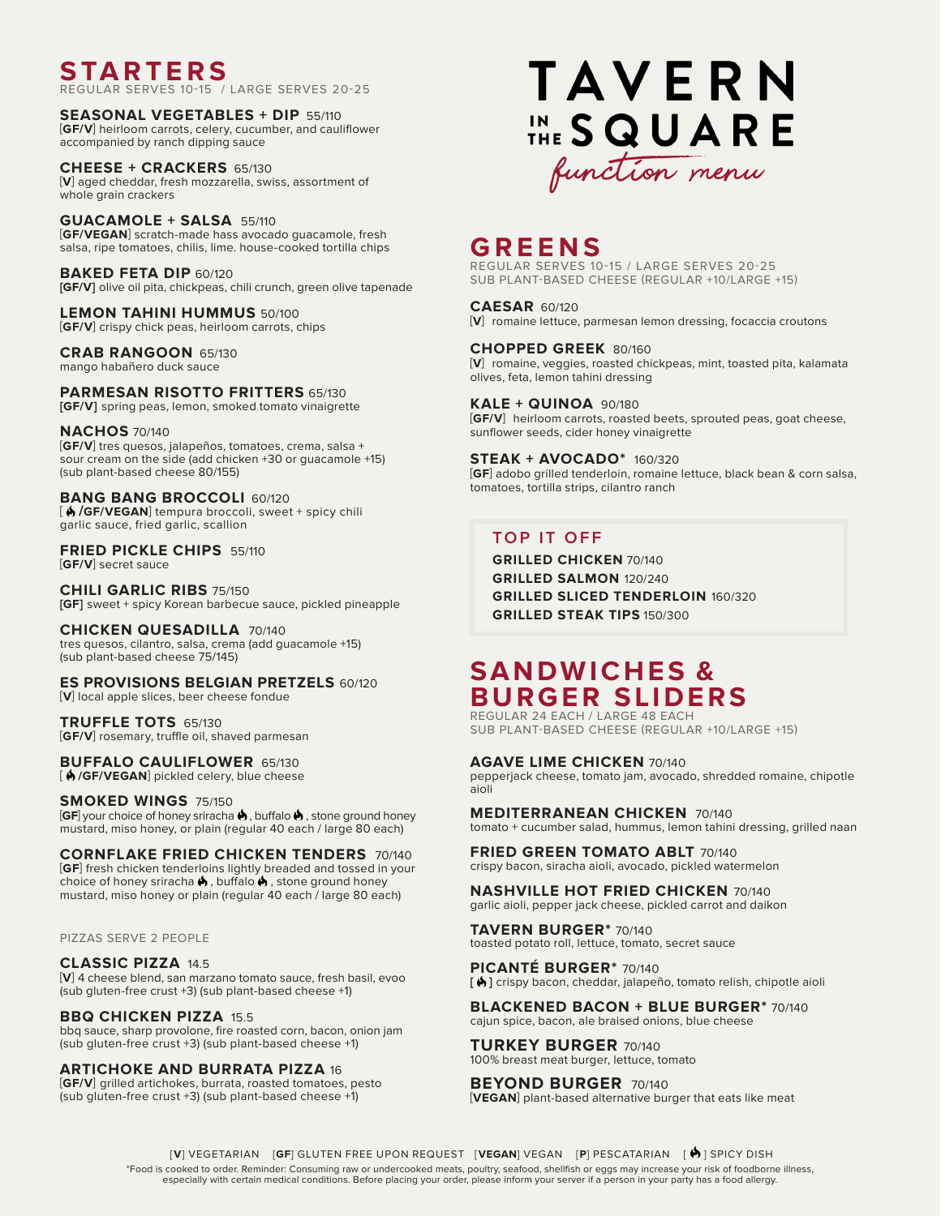# TAVERN IN THE SQUARE

*function menu*

## STARTERS

REGULAR SERVES 10-15 / LARGE SERVES 20-25

**SEASONAL VEGETABLES + DIP** 55/110
[**GF/V**] heirloom carrots, celery, cucumber, and cauliflower accompanied by ranch dipping sauce

**CHEESE + CRACKERS** 65/130
[**V**] aged cheddar, fresh mozzarella, swiss, assortment of whole grain crackers

**GUACAMOLE + SALSA** 55/110
[**GF/VEGAN**] scratch-made hass avocado guacamole, fresh salsa, ripe tomatoes, chilis, lime. house-cooked tortilla chips

**BAKED FETA DIP** 60/120
[**GF/V**] olive oil pita, chickpeas, chili crunch, green olive tapenade

**LEMON TAHINI HUMMUS** 50/100
[**GF/V**] crispy chick peas, heirloom carrots, chips

**CRAB RANGOON** 65/130
mango habañero duck sauce

**PARMESAN RISOTTO FRITTERS** 65/130
[**GF/V**] spring peas, lemon, smoked tomato vinaigrette

**NACHOS** 70/140
[**GF/V**] tres quesos, jalapeños, tomatoes, crema, salsa + sour cream on the side (add chicken +30 or guacamole +15) (sub plant-based cheese 80/155)

**BANG BANG BROCCOLI** 60/120
[ 🔥 /**GF/VEGAN**] tempura broccoli, sweet + spicy chili garlic sauce, fried garlic, scallion

**FRIED PICKLE CHIPS** 55/110
[**GF/V**] secret sauce

**CHILI GARLIC RIBS** 75/150
[**GF**] sweet + spicy Korean barbecue sauce, pickled pineapple

**CHICKEN QUESADILLA** 70/140
tres quesos, cilantro, salsa, crema (add guacamole +15) (sub plant-based cheese 75/145)

**ES PROVISIONS BELGIAN PRETZELS** 60/120
[**V**] local apple slices, beer cheese fondue

**TRUFFLE TOTS** 65/130
[**GF/V**] rosemary, truffle oil, shaved parmesan

**BUFFALO CAULIFLOWER** 65/130
[ 🔥 /**GF/VEGAN**] pickled celery, blue cheese

**SMOKED WINGS** 75/150
[**GF**] your choice of honey sriracha 🔥, buffalo 🔥, stone ground honey mustard, miso honey, or plain (regular 40 each / large 80 each)

**CORNFLAKE FRIED CHICKEN TENDERS** 70/140
[**GF**] fresh chicken tenderloins lightly breaded and tossed in your choice of honey sriracha 🔥, buffalo 🔥, stone ground honey mustard, miso honey or plain (regular 40 each / large 80 each)

PIZZAS SERVE 2 PEOPLE

**CLASSIC PIZZA** 14.5
[**V**] 4 cheese blend, san marzano tomato sauce, fresh basil, evoo (sub gluten-free crust +3) (sub plant-based cheese +1)

**BBQ CHICKEN PIZZA** 15.5
bbq sauce, sharp provolone, fire roasted corn, bacon, onion jam (sub gluten-free crust +3) (sub plant-based cheese +1)

**ARTICHOKE AND BURRATA PIZZA** 16
[**GF/V**] grilled artichokes, burrata, roasted tomatoes, pesto (sub gluten-free crust +3) (sub plant-based cheese +1)

## GREENS

REGULAR SERVES 10-15 / LARGE SERVES 20-25
SUB PLANT-BASED CHEESE (REGULAR +10/LARGE +15)

**CAESAR** 60/120
[**V**] romaine lettuce, parmesan lemon dressing, focaccia croutons

**CHOPPED GREEK** 80/160
[**V**] romaine, veggies, roasted chickpeas, mint, toasted pita, kalamata olives, feta, lemon tahini dressing

**KALE + QUINOA** 90/180
[**GF/V**] heirloom carrots, roasted beets, sprouted peas, goat cheese, sunflower seeds, cider honey vinaigrette

**STEAK + AVOCADO*** 160/320
[**GF**] adobo grilled tenderloin, romaine lettuce, black bean & corn salsa, tomatoes, tortilla strips, cilantro ranch

### TOP IT OFF

**GRILLED CHICKEN** 70/140
**GRILLED SALMON** 120/240
**GRILLED SLICED TENDERLOIN** 160/320
**GRILLED STEAK TIPS** 150/300

## SANDWICHES & BURGER SLIDERS

REGULAR 24 EACH / LARGE 48 EACH
SUB PLANT-BASED CHEESE (REGULAR +10/LARGE +15)

**AGAVE LIME CHICKEN** 70/140
pepperjack cheese, tomato jam, avocado, shredded romaine, chipotle aioli

**MEDITERRANEAN CHICKEN** 70/140
tomato + cucumber salad, hummus, lemon tahini dressing, grilled naan

**FRIED GREEN TOMATO ABLT** 70/140
crispy bacon, siracha aioli, avocado, pickled watermelon

**NASHVILLE HOT FRIED CHICKEN** 70/140
garlic aioli, pepper jack cheese, pickled carrot and daikon

**TAVERN BURGER*** 70/140
toasted potato roll, lettuce, tomato, secret sauce

**PICANTÉ BURGER*** 70/140
[ 🔥 ] crispy bacon, cheddar, jalapeño, tomato relish, chipotle aioli

**BLACKENED BACON + BLUE BURGER*** 70/140
cajun spice, bacon, ale braised onions, blue cheese

**TURKEY BURGER** 70/140
100% breast meat burger, lettuce, tomato

**BEYOND BURGER** 70/140
[**VEGAN**] plant-based alternative burger that eats like meat

[**V**] VEGETARIAN [**GF**] GLUTEN FREE UPON REQUEST [**VEGAN**] VEGAN [**P**] PESCATARIAN [ 🔥 ] SPICY DISH

*Food is cooked to order. Reminder: Consuming raw or undercooked meats, poultry, seafood, shellfish or eggs may increase your risk of foodborne illness, especially with certain medical conditions. Before placing your order, please inform your server if a person in your party has a food allergy.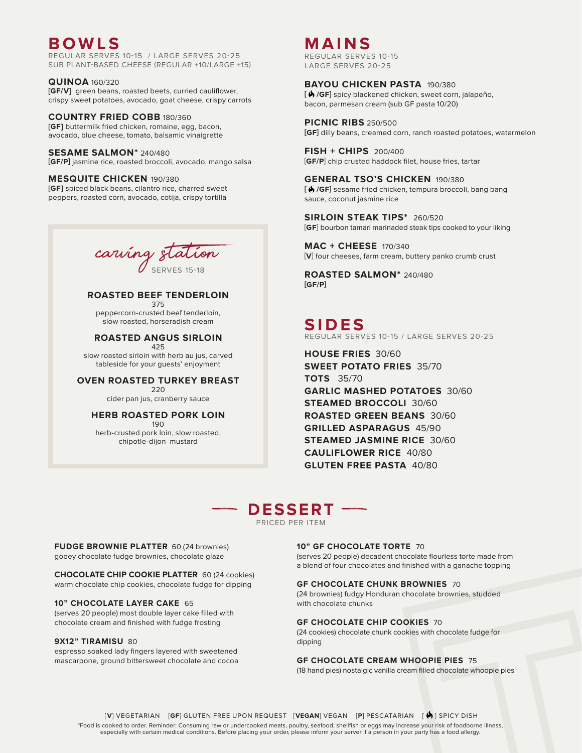## BOWLS

REGULAR SERVES 10-15 / LARGE SERVES 20-25
SUB PLANT-BASED CHEESE (REGULAR +10/LARGE +15)

**QUINOA** 160/320
[**GF/V**] green beans, roasted beets, curried cauliflower, crispy sweet potatoes, avocado, goat cheese, crispy carrots

**COUNTRY FRIED COBB** 180/360
[**GF**] buttermilk fried chicken, romaine, egg, bacon, avocado, blue cheese, tomato, balsamic vinaigrette

**SESAME SALMON*** 240/480
[**GF/P**] jasmine rice, roasted broccoli, avocado, mango salsa

**MESQUITE CHICKEN** 190/380
[**GF**] spiced black beans, cilantro rice, charred sweet peppers, roasted corn, avocado, cotija, crispy tortilla

## *carving station*

SERVES 15-18

**ROASTED BEEF TENDERLOIN**
375
peppercorn-crusted beef tenderloin, slow roasted, horseradish cream

**ROASTED ANGUS SIRLOIN**
425
slow roasted sirloin with herb au jus, carved tableside for your guests' enjoyment

**OVEN ROASTED TURKEY BREAST**
220
cider pan jus, cranberry sauce

**HERB ROASTED PORK LOIN**
190
herb-crusted pork loin, slow roasted, chipotle-dijon mustard

## MAINS

REGULAR SERVES 10-15
LARGE SERVES 20-25

**BAYOU CHICKEN PASTA** 190/380
[🔥/**GF**] spicy blackened chicken, sweet corn, jalapeño, bacon, parmesan cream (sub GF pasta 10/20)

**PICNIC RIBS** 250/500
[**GF**] dilly beans, creamed corn, ranch roasted potatoes, watermelon

**FISH + CHIPS** 200/400
[**GF/P**] chip crusted haddock filet, house fries, tartar

**GENERAL TSO'S CHICKEN** 190/380
[🔥/**GF**] sesame fried chicken, tempura broccoli, bang bang sauce, coconut jasmine rice

**SIRLOIN STEAK TIPS*** 260/520
[**GF**] bourbon tamari marinaded steak tips cooked to your liking

**MAC + CHEESE** 170/340
[**V**] four cheeses, farm cream, buttery panko crumb crust

**ROASTED SALMON*** 240/480
[**GF/P**]

## SIDES

REGULAR SERVES 10-15 / LARGE SERVES 20-25

**HOUSE FRIES** 30/60
**SWEET POTATO FRIES** 35/70
**TOTS** 35/70
**GARLIC MASHED POTATOES** 30/60
**STEAMED BROCCOLI** 30/60
**ROASTED GREEN BEANS** 30/60
**GRILLED ASPARAGUS** 45/90
**STEAMED JASMINE RICE** 30/60
**CAULIFLOWER RICE** 40/80
**GLUTEN FREE PASTA** 40/80

## DESSERT

PRICED PER ITEM

**FUDGE BROWNIE PLATTER** 60 (24 brownies)
gooey chocolate fudge brownies, chocolate glaze

**CHOCOLATE CHIP COOKIE PLATTER** 60 (24 cookies)
warm chocolate chip cookies, chocolate fudge for dipping

**10" CHOCOLATE LAYER CAKE** 65
(serves 20 people) most double layer cake filled with chocolate cream and finished with fudge frosting

**9X12" TIRAMISU** 80
espresso soaked lady fingers layered with sweetened mascarpone, ground bittersweet chocolate and cocoa

**10" GF CHOCOLATE TORTE** 70
(serves 20 people) decadent chocolate flourless torte made from a blend of four chocolates and finished with a ganache topping

**GF CHOCOLATE CHUNK BROWNIES** 70
(24 brownies) fudgy Honduran chocolate brownies, studded with chocolate chunks

**GF CHOCOLATE CHIP COOKIES** 70
(24 cookies) chocolate chunk cookies with chocolate fudge for dipping

**GF CHOCOLATE CREAM WHOOPIE PIES** 75
(18 hand pies) nostalgic vanilla cream filled chocolate whoopie pies

[**V**] VEGETARIAN [**GF**] GLUTEN FREE UPON REQUEST [**VEGAN**] VEGAN [**P**] PESCATARIAN [🔥] SPICY DISH

*Food is cooked to order. Reminder: Consuming raw or undercooked meats, poultry, seafood, shellfish or eggs may increase your risk of foodborne illness, especially with certain medical conditions. Before placing your order, please inform your server if a person in your party has a food allergy.